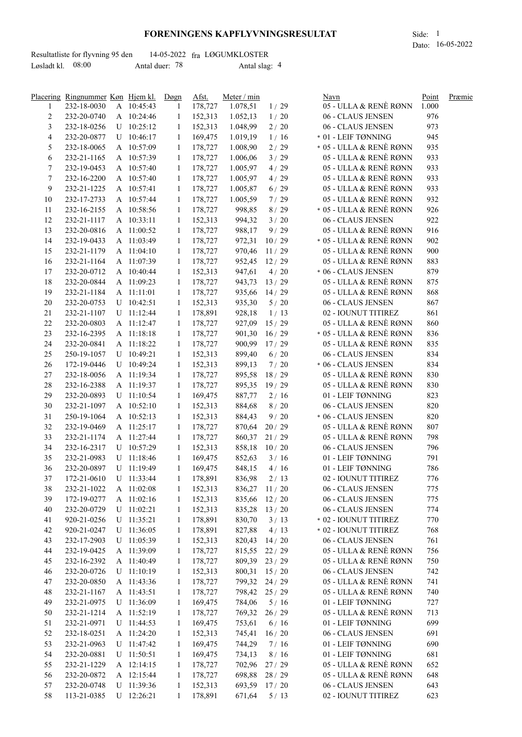# FORENINGENS KAPFLYVNINGSRESULTAT

Side: 1
Dato: 16-05-2022

Resultatliste for flyvning 95 den 14-05-2022 fra LØGUMKLOSTER
Løsladt kl. 08:00 Antal duer: 78 Antal slag: 4

| Placering | Ringnummer | Køn | Hjem kl. | Døgn | Afst. | Meter / min | | Navn | Point | Præmie |
|---|---|---|---|---|---|---|---|---|---|---|
| 1 | 232-18-0030 | A | 10:45:43 | 1 | 178,727 | 1.078,51 | 1 / 29 | 05 - ULLA & RENÈ RØNN | 1.000 | |
| 2 | 232-20-0740 | A | 10:24:46 | 1 | 152,313 | 1.052,13 | 1 / 20 | 06 - CLAUS JENSEN | 976 | |
| 3 | 232-18-0256 | U | 10:25:12 | 1 | 152,313 | 1.048,99 | 2 / 20 | 06 - CLAUS JENSEN | 973 | |
| 4 | 232-20-0877 | U | 10:46:17 | 1 | 169,475 | 1.019,19 | 1 / 16 | * 01 - LEIF TØNNING | 945 | |
| 5 | 232-18-0065 | A | 10:57:09 | 1 | 178,727 | 1.008,90 | 2 / 29 | * 05 - ULLA & RENÈ RØNN | 935 | |
| 6 | 232-21-1165 | A | 10:57:39 | 1 | 178,727 | 1.006,06 | 3 / 29 | 05 - ULLA & RENÈ RØNN | 933 | |
| 7 | 232-19-0453 | A | 10:57:40 | 1 | 178,727 | 1.005,97 | 4 / 29 | 05 - ULLA & RENÈ RØNN | 933 | |
| 7 | 232-16-2200 | A | 10:57:40 | 1 | 178,727 | 1.005,97 | 4 / 29 | 05 - ULLA & RENÈ RØNN | 933 | |
| 9 | 232-21-1225 | A | 10:57:41 | 1 | 178,727 | 1.005,87 | 6 / 29 | 05 - ULLA & RENÈ RØNN | 933 | |
| 10 | 232-17-2733 | A | 10:57:44 | 1 | 178,727 | 1.005,59 | 7 / 29 | 05 - ULLA & RENÈ RØNN | 932 | |
| 11 | 232-16-2155 | A | 10:58:56 | 1 | 178,727 | 998,85 | 8 / 29 | * 05 - ULLA & RENÈ RØNN | 926 | |
| 12 | 232-21-1117 | A | 10:33:11 | 1 | 152,313 | 994,32 | 3 / 20 | 06 - CLAUS JENSEN | 922 | |
| 13 | 232-20-0816 | A | 11:00:52 | 1 | 178,727 | 988,17 | 9 / 29 | 05 - ULLA & RENÈ RØNN | 916 | |
| 14 | 232-19-0433 | A | 11:03:49 | 1 | 178,727 | 972,31 | 10 / 29 | * 05 - ULLA & RENÈ RØNN | 902 | |
| 15 | 232-21-1179 | A | 11:04:10 | 1 | 178,727 | 970,46 | 11 / 29 | 05 - ULLA & RENÈ RØNN | 900 | |
| 16 | 232-21-1164 | A | 11:07:39 | 1 | 178,727 | 952,45 | 12 / 29 | 05 - ULLA & RENÈ RØNN | 883 | |
| 17 | 232-20-0712 | A | 10:40:44 | 1 | 152,313 | 947,61 | 4 / 20 | * 06 - CLAUS JENSEN | 879 | |
| 18 | 232-20-0844 | A | 11:09:23 | 1 | 178,727 | 943,73 | 13 / 29 | 05 - ULLA & RENÈ RØNN | 875 | |
| 19 | 232-21-1184 | A | 11:11:01 | 1 | 178,727 | 935,66 | 14 / 29 | 05 - ULLA & RENÈ RØNN | 868 | |
| 20 | 232-20-0753 | U | 10:42:51 | 1 | 152,313 | 935,30 | 5 / 20 | 06 - CLAUS JENSEN | 867 | |
| 21 | 232-21-1107 | U | 11:12:44 | 1 | 178,891 | 928,18 | 1 / 13 | 02 - IOUNUT TITIREZ | 861 | |
| 22 | 232-20-0803 | A | 11:12:47 | 1 | 178,727 | 927,09 | 15 / 29 | 05 - ULLA & RENÈ RØNN | 860 | |
| 23 | 232-16-2395 | A | 11:18:18 | 1 | 178,727 | 901,30 | 16 / 29 | * 05 - ULLA & RENÈ RØNN | 836 | |
| 24 | 232-20-0841 | A | 11:18:22 | 1 | 178,727 | 900,99 | 17 / 29 | 05 - ULLA & RENÈ RØNN | 835 | |
| 25 | 250-19-1057 | U | 10:49:21 | 1 | 152,313 | 899,40 | 6 / 20 | 06 - CLAUS JENSEN | 834 | |
| 26 | 172-19-0446 | U | 10:49:24 | 1 | 152,313 | 899,13 | 7 / 20 | * 06 - CLAUS JENSEN | 834 | |
| 27 | 232-18-0056 | A | 11:19:34 | 1 | 178,727 | 895,58 | 18 / 29 | 05 - ULLA & RENÈ RØNN | 830 | |
| 28 | 232-16-2388 | A | 11:19:37 | 1 | 178,727 | 895,35 | 19 / 29 | 05 - ULLA & RENÈ RØNN | 830 | |
| 29 | 232-20-0893 | U | 11:10:54 | 1 | 169,475 | 887,77 | 2 / 16 | 01 - LEIF TØNNING | 823 | |
| 30 | 232-21-1097 | A | 10:52:10 | 1 | 152,313 | 884,68 | 8 / 20 | 06 - CLAUS JENSEN | 820 | |
| 31 | 250-19-1064 | A | 10:52:13 | 1 | 152,313 | 884,43 | 9 / 20 | * 06 - CLAUS JENSEN | 820 | |
| 32 | 232-19-0469 | A | 11:25:17 | 1 | 178,727 | 870,64 | 20 / 29 | 05 - ULLA & RENÈ RØNN | 807 | |
| 33 | 232-21-1174 | A | 11:27:44 | 1 | 178,727 | 860,37 | 21 / 29 | 05 - ULLA & RENÈ RØNN | 798 | |
| 34 | 232-16-2317 | U | 10:57:29 | 1 | 152,313 | 858,18 | 10 / 20 | 06 - CLAUS JENSEN | 796 | |
| 35 | 232-21-0983 | U | 11:18:46 | 1 | 169,475 | 852,63 | 3 / 16 | 01 - LEIF TØNNING | 791 | |
| 36 | 232-20-0897 | U | 11:19:49 | 1 | 169,475 | 848,15 | 4 / 16 | 01 - LEIF TØNNING | 786 | |
| 37 | 172-21-0610 | U | 11:33:44 | 1 | 178,891 | 836,98 | 2 / 13 | 02 - IOUNUT TITIREZ | 776 | |
| 38 | 232-21-1022 | A | 11:02:08 | 1 | 152,313 | 836,27 | 11 / 20 | 06 - CLAUS JENSEN | 775 | |
| 39 | 172-19-0277 | A | 11:02:16 | 1 | 152,313 | 835,66 | 12 / 20 | 06 - CLAUS JENSEN | 775 | |
| 40 | 232-20-0729 | U | 11:02:21 | 1 | 152,313 | 835,28 | 13 / 20 | 06 - CLAUS JENSEN | 774 | |
| 41 | 920-21-0256 | U | 11:35:21 | 1 | 178,891 | 830,70 | 3 / 13 | * 02 - IOUNUT TITIREZ | 770 | |
| 42 | 920-21-0247 | U | 11:36:05 | 1 | 178,891 | 827,88 | 4 / 13 | * 02 - IOUNUT TITIREZ | 768 | |
| 43 | 232-17-2903 | U | 11:05:39 | 1 | 152,313 | 820,43 | 14 / 20 | 06 - CLAUS JENSEN | 761 | |
| 44 | 232-19-0425 | A | 11:39:09 | 1 | 178,727 | 815,55 | 22 / 29 | 05 - ULLA & RENÈ RØNN | 756 | |
| 45 | 232-16-2392 | A | 11:40:49 | 1 | 178,727 | 809,39 | 23 / 29 | 05 - ULLA & RENÈ RØNN | 750 | |
| 46 | 232-20-0726 | U | 11:10:19 | 1 | 152,313 | 800,31 | 15 / 20 | 06 - CLAUS JENSEN | 742 | |
| 47 | 232-20-0850 | A | 11:43:36 | 1 | 178,727 | 799,32 | 24 / 29 | 05 - ULLA & RENÈ RØNN | 741 | |
| 48 | 232-21-1167 | A | 11:43:51 | 1 | 178,727 | 798,42 | 25 / 29 | 05 - ULLA & RENÈ RØNN | 740 | |
| 49 | 232-21-0975 | U | 11:36:09 | 1 | 169,475 | 784,06 | 5 / 16 | 01 - LEIF TØNNING | 727 | |
| 50 | 232-21-1214 | A | 11:52:19 | 1 | 178,727 | 769,32 | 26 / 29 | 05 - ULLA & RENÈ RØNN | 713 | |
| 51 | 232-21-0971 | U | 11:44:53 | 1 | 169,475 | 753,61 | 6 / 16 | 01 - LEIF TØNNING | 699 | |
| 52 | 232-18-0251 | A | 11:24:20 | 1 | 152,313 | 745,41 | 16 / 20 | 06 - CLAUS JENSEN | 691 | |
| 53 | 232-21-0963 | U | 11:47:42 | 1 | 169,475 | 744,29 | 7 / 16 | 01 - LEIF TØNNING | 690 | |
| 54 | 232-20-0881 | U | 11:50:51 | 1 | 169,475 | 734,13 | 8 / 16 | 01 - LEIF TØNNING | 681 | |
| 55 | 232-21-1229 | A | 12:14:15 | 1 | 178,727 | 702,96 | 27 / 29 | 05 - ULLA & RENÈ RØNN | 652 | |
| 56 | 232-20-0872 | A | 12:15:44 | 1 | 178,727 | 698,88 | 28 / 29 | 05 - ULLA & RENÈ RØNN | 648 | |
| 57 | 232-20-0748 | U | 11:39:36 | 1 | 152,313 | 693,59 | 17 / 20 | 06 - CLAUS JENSEN | 643 | |
| 58 | 113-21-0385 | U | 12:26:21 | 1 | 178,891 | 671,64 | 5 / 13 | 02 - IOUNUT TITIREZ | 623 | |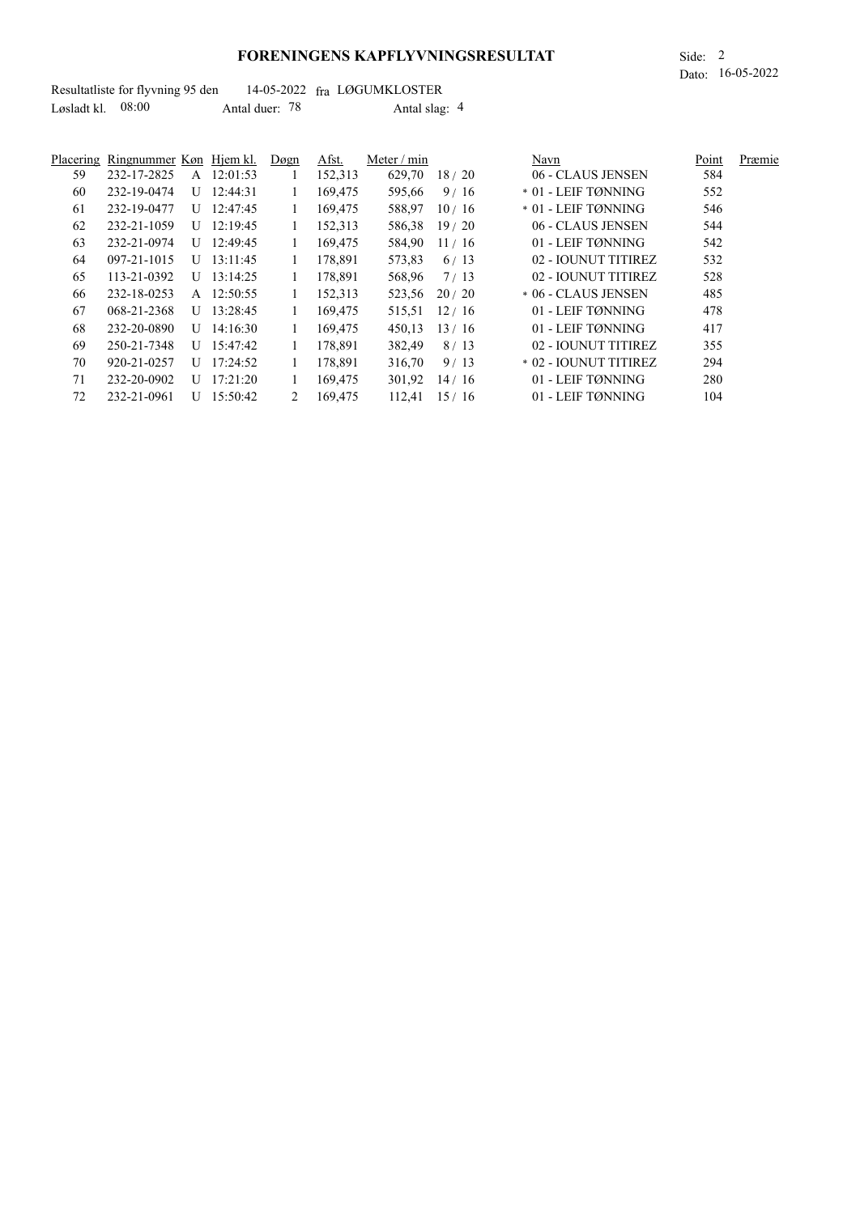# FORENINGENS KAPFLYVNINGSRESULTAT

Side: 2
Dato: 16-05-2022

Resultatliste for flyvning 95 den 14-05-2022 fra LØGUMKLOSTER
Løsladt kl. 08:00 Antal duer: 78 Antal slag: 4

| Placering | Ringnummer | Køn | Hjem kl. | Døgn | Afst. | Meter / min | | Navn | Point | Præmie |
|---|---|---|---|---|---|---|---|---|---|---|
| 59 | 232-17-2825 | A | 12:01:53 | 1 | 152,313 | 629,70 | 18 / 20 | 06 - CLAUS JENSEN | 584 | |
| 60 | 232-19-0474 | U | 12:44:31 | 1 | 169,475 | 595,66 | 9 / 16 | * 01 - LEIF TØNNING | 552 | |
| 61 | 232-19-0477 | U | 12:47:45 | 1 | 169,475 | 588,97 | 10 / 16 | * 01 - LEIF TØNNING | 546 | |
| 62 | 232-21-1059 | U | 12:19:45 | 1 | 152,313 | 586,38 | 19 / 20 | 06 - CLAUS JENSEN | 544 | |
| 63 | 232-21-0974 | U | 12:49:45 | 1 | 169,475 | 584,90 | 11 / 16 | 01 - LEIF TØNNING | 542 | |
| 64 | 097-21-1015 | U | 13:11:45 | 1 | 178,891 | 573,83 | 6 / 13 | 02 - IOUNUT TITIREZ | 532 | |
| 65 | 113-21-0392 | U | 13:14:25 | 1 | 178,891 | 568,96 | 7 / 13 | 02 - IOUNUT TITIREZ | 528 | |
| 66 | 232-18-0253 | A | 12:50:55 | 1 | 152,313 | 523,56 | 20 / 20 | * 06 - CLAUS JENSEN | 485 | |
| 67 | 068-21-2368 | U | 13:28:45 | 1 | 169,475 | 515,51 | 12 / 16 | 01 - LEIF TØNNING | 478 | |
| 68 | 232-20-0890 | U | 14:16:30 | 1 | 169,475 | 450,13 | 13 / 16 | 01 - LEIF TØNNING | 417 | |
| 69 | 250-21-7348 | U | 15:47:42 | 1 | 178,891 | 382,49 | 8 / 13 | 02 - IOUNUT TITIREZ | 355 | |
| 70 | 920-21-0257 | U | 17:24:52 | 1 | 178,891 | 316,70 | 9 / 13 | * 02 - IOUNUT TITIREZ | 294 | |
| 71 | 232-20-0902 | U | 17:21:20 | 1 | 169,475 | 301,92 | 14 / 16 | 01 - LEIF TØNNING | 280 | |
| 72 | 232-21-0961 | U | 15:50:42 | 2 | 169,475 | 112,41 | 15 / 16 | 01 - LEIF TØNNING | 104 | |